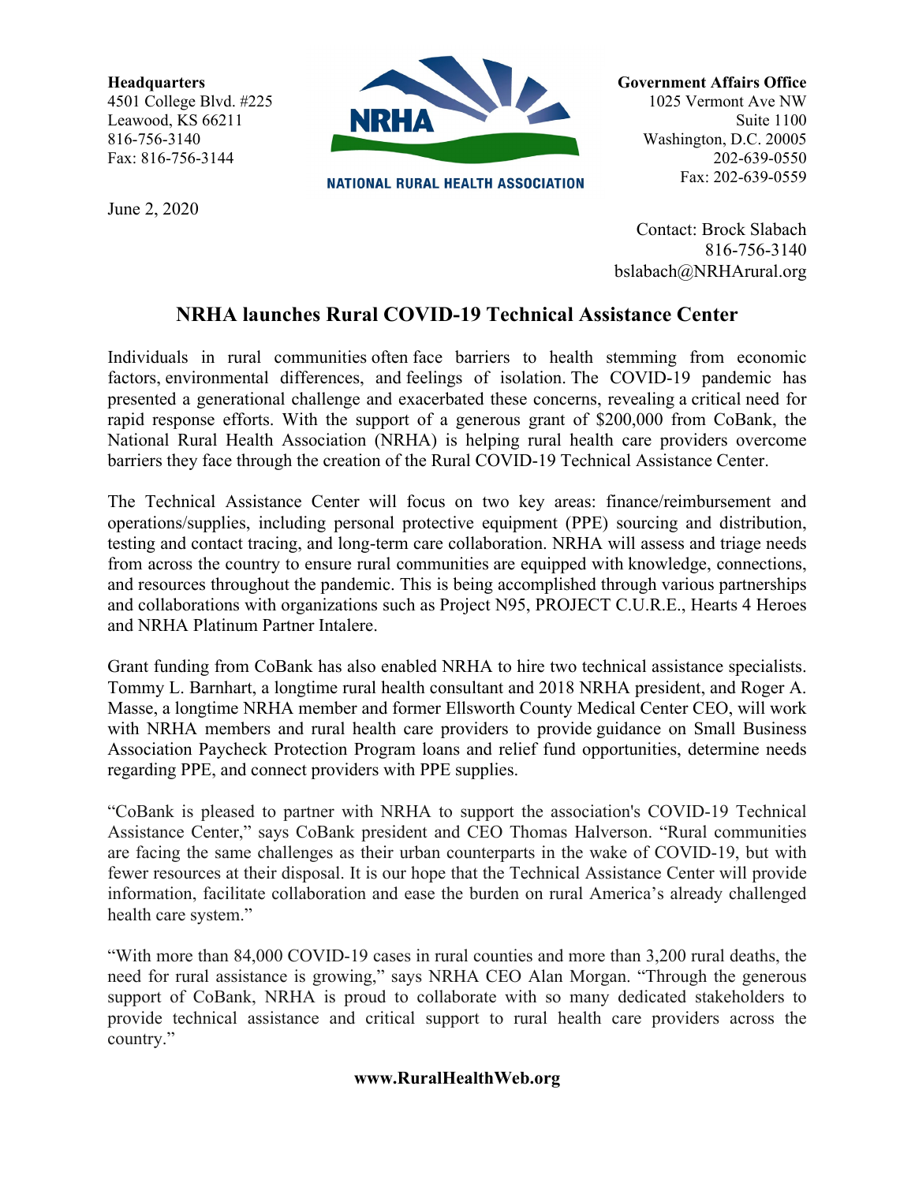**Headquarters**
4501 College Blvd. #225
Leawood, KS 66211
816-756-3140
Fax: 816-756-3144

NRHA
NATIONAL RURAL HEALTH ASSOCIATION

**Government Affairs Office**
1025 Vermont Ave NW
Suite 1100
Washington, D.C. 20005
202-639-0550
Fax: 202-639-0559

June 2, 2020

Contact: Brock Slabach
816-756-3140
bslabach@NRHArural.org

# NRHA launches Rural COVID-19 Technical Assistance Center

Individuals in rural communities often face barriers to health stemming from economic factors, environmental differences, and feelings of isolation. The COVID-19 pandemic has presented a generational challenge and exacerbated these concerns, revealing a critical need for rapid response efforts. With the support of a generous grant of $200,000 from CoBank, the National Rural Health Association (NRHA) is helping rural health care providers overcome barriers they face through the creation of the Rural COVID-19 Technical Assistance Center.

The Technical Assistance Center will focus on two key areas: finance/reimbursement and operations/supplies, including personal protective equipment (PPE) sourcing and distribution, testing and contact tracing, and long-term care collaboration. NRHA will assess and triage needs from across the country to ensure rural communities are equipped with knowledge, connections, and resources throughout the pandemic. This is being accomplished through various partnerships and collaborations with organizations such as Project N95, PROJECT C.U.R.E., Hearts 4 Heroes and NRHA Platinum Partner Intalere.

Grant funding from CoBank has also enabled NRHA to hire two technical assistance specialists. Tommy L. Barnhart, a longtime rural health consultant and 2018 NRHA president, and Roger A. Masse, a longtime NRHA member and former Ellsworth County Medical Center CEO, will work with NRHA members and rural health care providers to provide guidance on Small Business Association Paycheck Protection Program loans and relief fund opportunities, determine needs regarding PPE, and connect providers with PPE supplies.

"CoBank is pleased to partner with NRHA to support the association's COVID-19 Technical Assistance Center," says CoBank president and CEO Thomas Halverson. "Rural communities are facing the same challenges as their urban counterparts in the wake of COVID-19, but with fewer resources at their disposal. It is our hope that the Technical Assistance Center will provide information, facilitate collaboration and ease the burden on rural America's already challenged health care system."

"With more than 84,000 COVID-19 cases in rural counties and more than 3,200 rural deaths, the need for rural assistance is growing," says NRHA CEO Alan Morgan. "Through the generous support of CoBank, NRHA is proud to collaborate with so many dedicated stakeholders to provide technical assistance and critical support to rural health care providers across the country."

**www.RuralHealthWeb.org**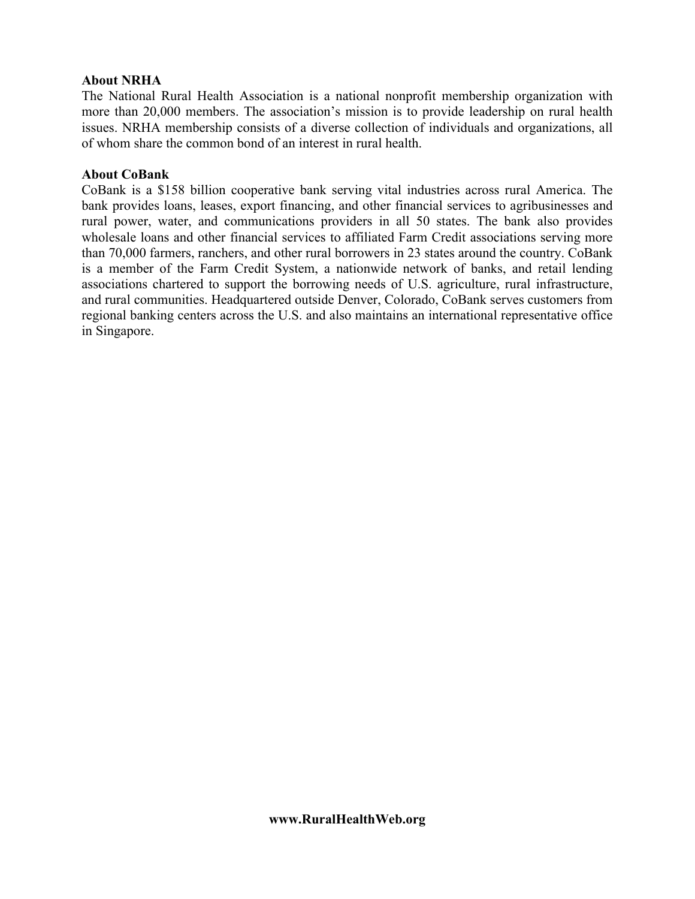**About NRHA**

The National Rural Health Association is a national nonprofit membership organization with more than 20,000 members. The association's mission is to provide leadership on rural health issues. NRHA membership consists of a diverse collection of individuals and organizations, all of whom share the common bond of an interest in rural health.

**About CoBank**

CoBank is a $158 billion cooperative bank serving vital industries across rural America. The bank provides loans, leases, export financing, and other financial services to agribusinesses and rural power, water, and communications providers in all 50 states. The bank also provides wholesale loans and other financial services to affiliated Farm Credit associations serving more than 70,000 farmers, ranchers, and other rural borrowers in 23 states around the country. CoBank is a member of the Farm Credit System, a nationwide network of banks, and retail lending associations chartered to support the borrowing needs of U.S. agriculture, rural infrastructure, and rural communities. Headquartered outside Denver, Colorado, CoBank serves customers from regional banking centers across the U.S. and also maintains an international representative office in Singapore.

**www.RuralHealthWeb.org**